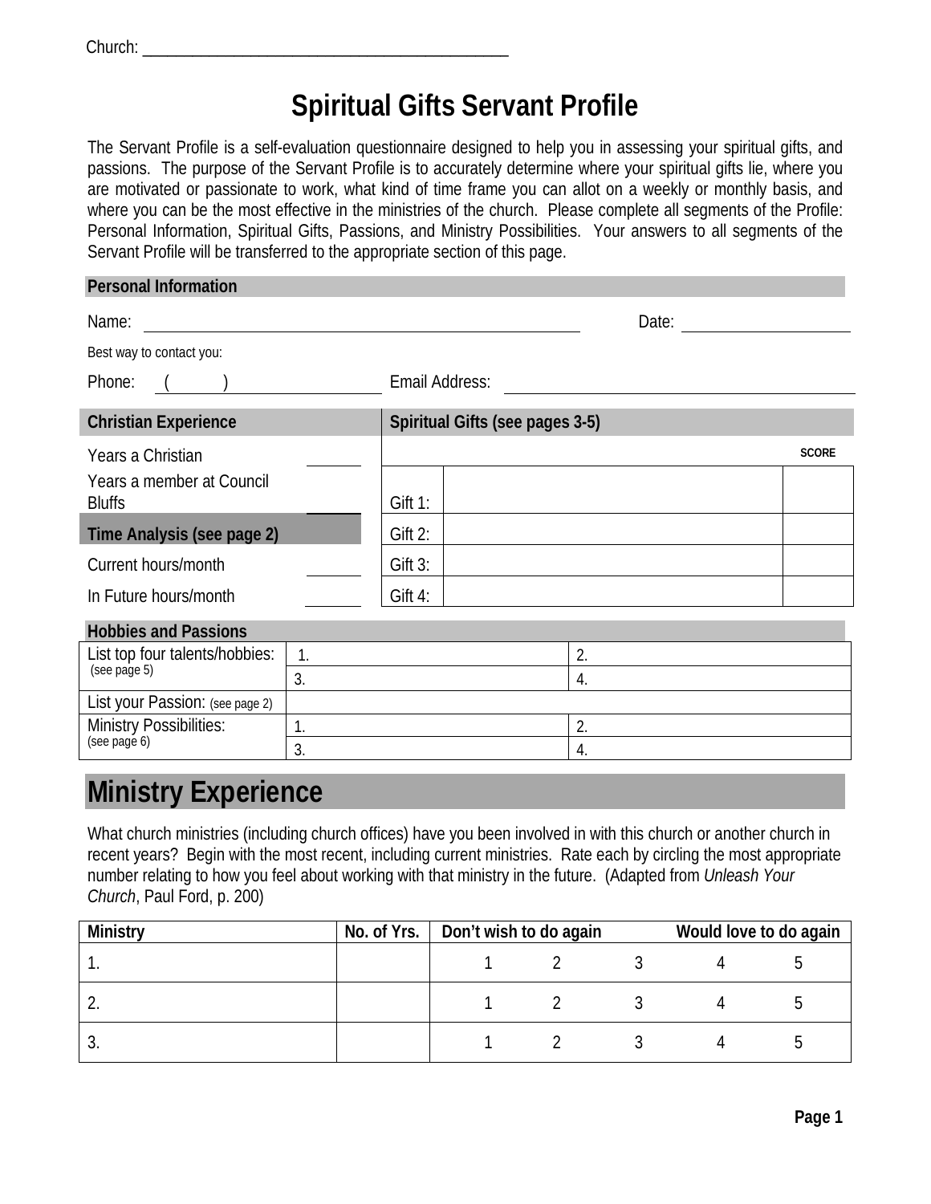Church: ____________________________________________

# Spiritual Gifts Servant Profile

The Servant Profile is a self-evaluation questionnaire designed to help you in assessing your spiritual gifts, and passions. The purpose of the Servant Profile is to accurately determine where your spiritual gifts lie, where you are motivated or passionate to work, what kind of time frame you can allot on a weekly or monthly basis, and where you can be the most effective in the ministries of the church. Please complete all segments of the Profile: Personal Information, Spiritual Gifts, Passions, and Ministry Possibilities. Your answers to all segments of the Servant Profile will be transferred to the appropriate section of this page.

## Personal Information

Name: ______________________________________________ Date: ____________________

Best way to contact you:

Phone: ( ) ____________________ Email Address: ________________________________________

| Christian Experience | | Spiritual Gifts (see pages 3-5) | | |
|---|---|---|---|---|
| Years a Christian | _____ | | | **SCORE** |
| Years a member at Council Bluffs | _____ | Gift 1: | | |
| **Time Analysis (see page 2)** | | Gift 2: | | |
| Current hours/month | _____ | Gift 3: | | |
| In Future hours/month | _____ | Gift 4: | | |

## Hobbies and Passions

| | | |
|---|---|---|
| List top four talents/hobbies: (see page 5) | 1. | 2. |
| | 3. | 4. |
| List your Passion: (see page 2) | | |
| Ministry Possibilities: (see page 6) | 1. | 2. |
| | 3. | 4. |

## Ministry Experience

What church ministries (including church offices) have you been involved in with this church or another church in recent years? Begin with the most recent, including current ministries. Rate each by circling the most appropriate number relating to how you feel about working with that ministry in the future. (Adapted from *Unleash Your Church*, Paul Ford, p. 200)

| Ministry | No. of Yrs. | Don't wish to do again | | | | Would love to do again |
|---|---|---|---|---|---|---|
| 1. | | 1 | 2 | 3 | 4 | 5 |
| 2. | | 1 | 2 | 3 | 4 | 5 |
| 3. | | 1 | 2 | 3 | 4 | 5 |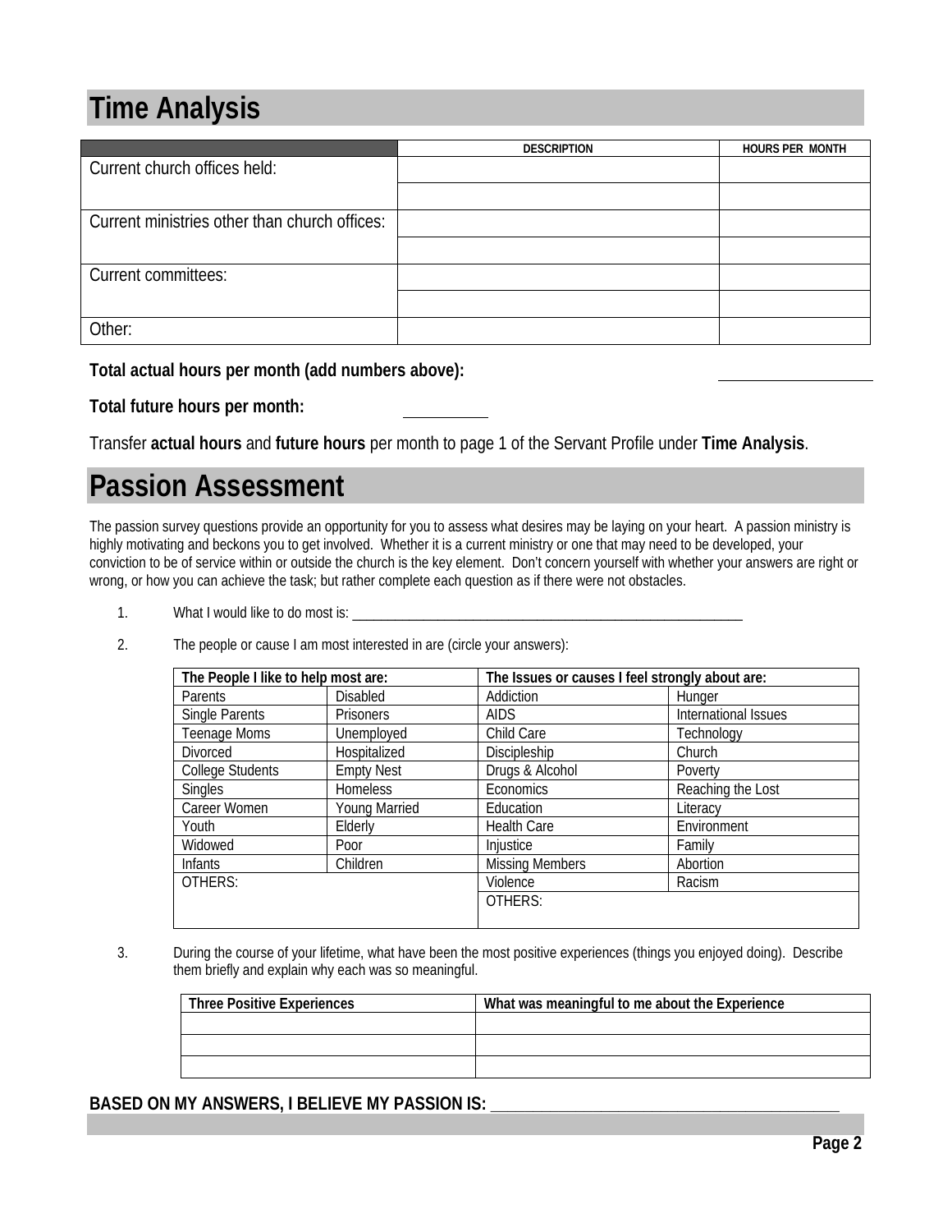# Time Analysis

| | DESCRIPTION | HOURS PER MONTH |
|---|---|---|
| Current church offices held: | | |
| | | |
| Current ministries other than church offices: | | |
| | | |
| Current committees: | | |
| | | |
| Other: | | |

**Total actual hours per month (add numbers above):** ____________

**Total future hours per month:** ________

Transfer **actual hours** and **future hours** per month to page 1 of the Servant Profile under **Time Analysis**.

# Passion Assessment

The passion survey questions provide an opportunity for you to assess what desires may be laying on your heart. A passion ministry is highly motivating and beckons you to get involved. Whether it is a current ministry or one that may need to be developed, your conviction to be of service within or outside the church is the key element. Don't concern yourself with whether your answers are right or wrong, or how you can achieve the task; but rather complete each question as if there were not obstacles.

1. What I would like to do most is: ____________________________________________________________

2. The people or cause I am most interested in are (circle your answers):

| The People I like to help most are: | | The Issues or causes I feel strongly about are: | |
|---|---|---|---|
| Parents | Disabled | Addiction | Hunger |
| Single Parents | Prisoners | AIDS | International Issues |
| Teenage Moms | Unemployed | Child Care | Technology |
| Divorced | Hospitalized | Discipleship | Church |
| College Students | Empty Nest | Drugs & Alcohol | Poverty |
| Singles | Homeless | Economics | Reaching the Lost |
| Career Women | Young Married | Education | Literacy |
| Youth | Elderly | Health Care | Environment |
| Widowed | Poor | Injustice | Family |
| Infants | Children | Missing Members | Abortion |
| OTHERS: | | Violence | Racism |
| | | OTHERS: | |

3. During the course of your lifetime, what have been the most positive experiences (things you enjoyed doing). Describe them briefly and explain why each was so meaningful.

| Three Positive Experiences | What was meaningful to me about the Experience |
|---|---|
| | |
| | |
| | |

**BASED ON MY ANSWERS, I BELIEVE MY PASSION IS:** ____________________________________________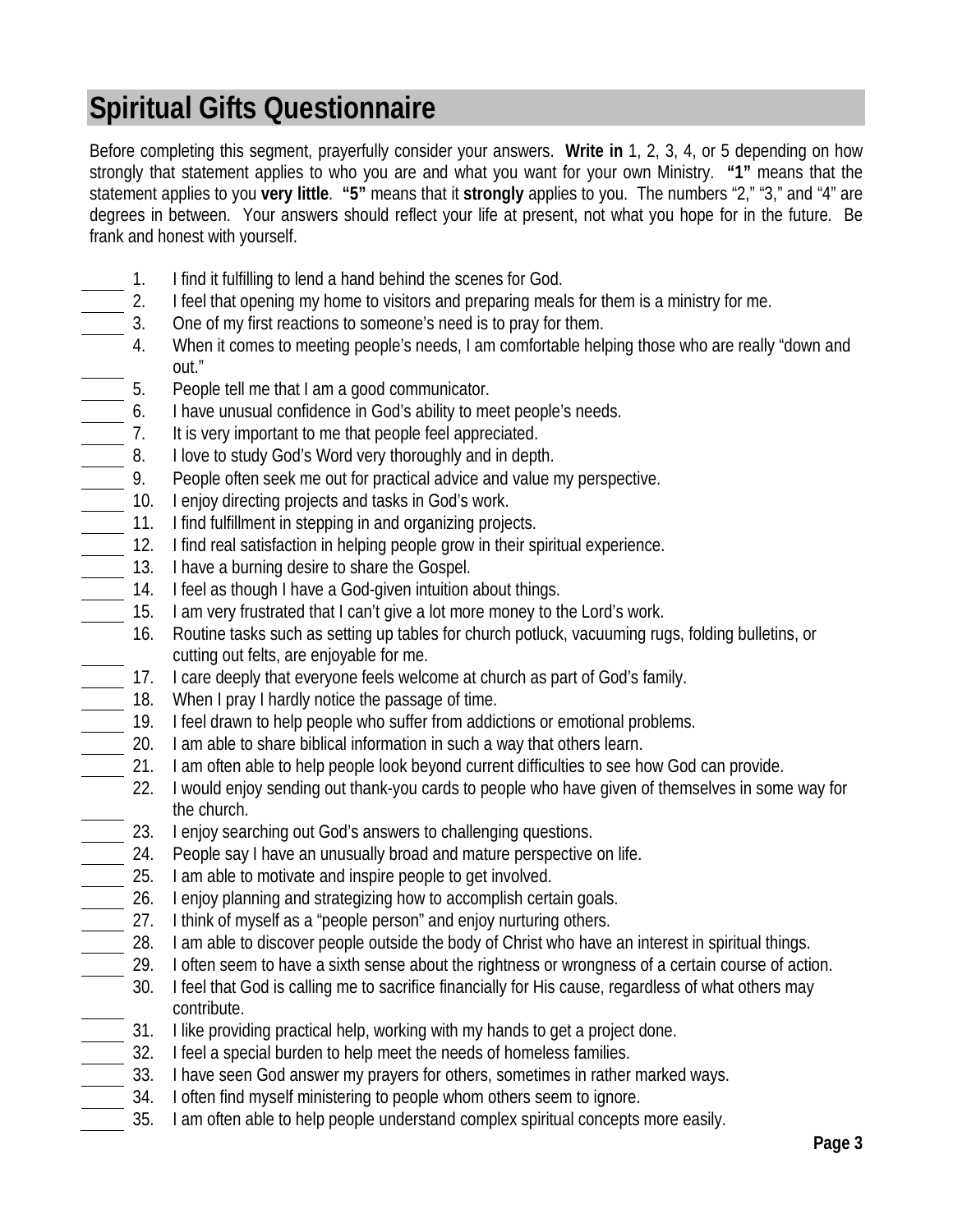# Spiritual Gifts Questionnaire

Before completing this segment, prayerfully consider your answers. **Write in** 1, 2, 3, 4, or 5 depending on how strongly that statement applies to who you are and what you want for your own Ministry. **"1"** means that the statement applies to you **very little**. **"5"** means that it **strongly** applies to you. The numbers "2," "3," and "4" are degrees in between. Your answers should reflect your life at present, not what you hope for in the future. Be frank and honest with yourself.

_____ 1. I find it fulfilling to lend a hand behind the scenes for God.
_____ 2. I feel that opening my home to visitors and preparing meals for them is a ministry for me.
_____ 3. One of my first reactions to someone's need is to pray for them.
_____ 4. When it comes to meeting people's needs, I am comfortable helping those who are really "down and out."
_____ 5. People tell me that I am a good communicator.
_____ 6. I have unusual confidence in God's ability to meet people's needs.
_____ 7. It is very important to me that people feel appreciated.
_____ 8. I love to study God's Word very thoroughly and in depth.
_____ 9. People often seek me out for practical advice and value my perspective.
_____ 10. I enjoy directing projects and tasks in God's work.
_____ 11. I find fulfillment in stepping in and organizing projects.
_____ 12. I find real satisfaction in helping people grow in their spiritual experience.
_____ 13. I have a burning desire to share the Gospel.
_____ 14. I feel as though I have a God-given intuition about things.
_____ 15. I am very frustrated that I can't give a lot more money to the Lord's work.
_____ 16. Routine tasks such as setting up tables for church potluck, vacuuming rugs, folding bulletins, or cutting out felts, are enjoyable for me.
_____ 17. I care deeply that everyone feels welcome at church as part of God's family.
_____ 18. When I pray I hardly notice the passage of time.
_____ 19. I feel drawn to help people who suffer from addictions or emotional problems.
_____ 20. I am able to share biblical information in such a way that others learn.
_____ 21. I am often able to help people look beyond current difficulties to see how God can provide.
_____ 22. I would enjoy sending out thank-you cards to people who have given of themselves in some way for the church.
_____ 23. I enjoy searching out God's answers to challenging questions.
_____ 24. People say I have an unusually broad and mature perspective on life.
_____ 25. I am able to motivate and inspire people to get involved.
_____ 26. I enjoy planning and strategizing how to accomplish certain goals.
_____ 27. I think of myself as a "people person" and enjoy nurturing others.
_____ 28. I am able to discover people outside the body of Christ who have an interest in spiritual things.
_____ 29. I often seem to have a sixth sense about the rightness or wrongness of a certain course of action.
_____ 30. I feel that God is calling me to sacrifice financially for His cause, regardless of what others may contribute.
_____ 31. I like providing practical help, working with my hands to get a project done.
_____ 32. I feel a special burden to help meet the needs of homeless families.
_____ 33. I have seen God answer my prayers for others, sometimes in rather marked ways.
_____ 34. I often find myself ministering to people whom others seem to ignore.
_____ 35. I am often able to help people understand complex spiritual concepts more easily.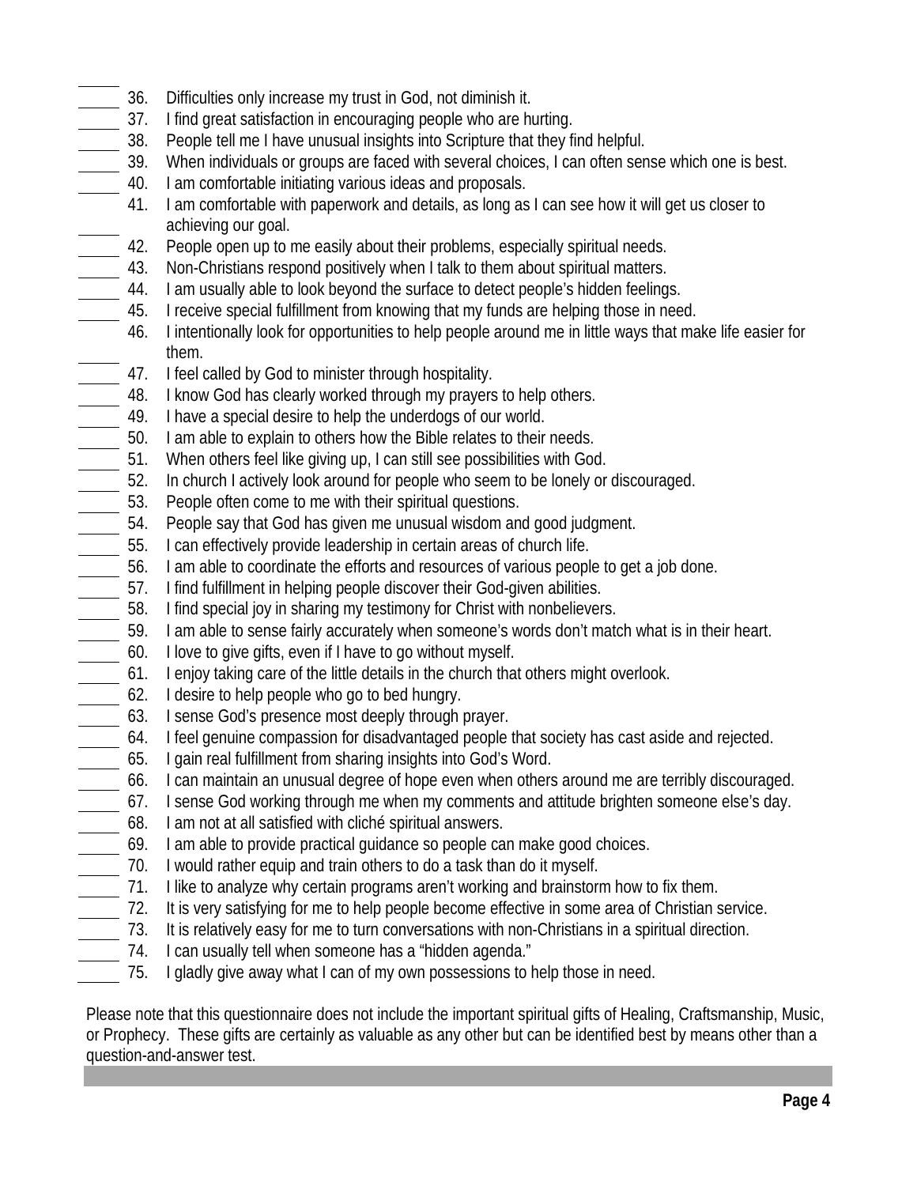_____ 36. Difficulties only increase my trust in God, not diminish it.

_____ 37. I find great satisfaction in encouraging people who are hurting.

_____ 38. People tell me I have unusual insights into Scripture that they find helpful.

_____ 39. When individuals or groups are faced with several choices, I can often sense which one is best.

_____ 40. I am comfortable initiating various ideas and proposals.

_____ 41. I am comfortable with paperwork and details, as long as I can see how it will get us closer to achieving our goal.

_____ 42. People open up to me easily about their problems, especially spiritual needs.

_____ 43. Non-Christians respond positively when I talk to them about spiritual matters.

_____ 44. I am usually able to look beyond the surface to detect people's hidden feelings.

_____ 45. I receive special fulfillment from knowing that my funds are helping those in need.

_____ 46. I intentionally look for opportunities to help people around me in little ways that make life easier for them.

_____ 47. I feel called by God to minister through hospitality.

_____ 48. I know God has clearly worked through my prayers to help others.

_____ 49. I have a special desire to help the underdogs of our world.

_____ 50. I am able to explain to others how the Bible relates to their needs.

_____ 51. When others feel like giving up, I can still see possibilities with God.

_____ 52. In church I actively look around for people who seem to be lonely or discouraged.

_____ 53. People often come to me with their spiritual questions.

_____ 54. People say that God has given me unusual wisdom and good judgment.

_____ 55. I can effectively provide leadership in certain areas of church life.

_____ 56. I am able to coordinate the efforts and resources of various people to get a job done.

_____ 57. I find fulfillment in helping people discover their God-given abilities.

_____ 58. I find special joy in sharing my testimony for Christ with nonbelievers.

_____ 59. I am able to sense fairly accurately when someone's words don't match what is in their heart.

_____ 60. I love to give gifts, even if I have to go without myself.

_____ 61. I enjoy taking care of the little details in the church that others might overlook.

_____ 62. I desire to help people who go to bed hungry.

_____ 63. I sense God's presence most deeply through prayer.

_____ 64. I feel genuine compassion for disadvantaged people that society has cast aside and rejected.

_____ 65. I gain real fulfillment from sharing insights into God's Word.

_____ 66. I can maintain an unusual degree of hope even when others around me are terribly discouraged.

_____ 67. I sense God working through me when my comments and attitude brighten someone else's day.

_____ 68. I am not at all satisfied with cliché spiritual answers.

_____ 69. I am able to provide practical guidance so people can make good choices.

_____ 70. I would rather equip and train others to do a task than do it myself.

_____ 71. I like to analyze why certain programs aren't working and brainstorm how to fix them.

_____ 72. It is very satisfying for me to help people become effective in some area of Christian service.

_____ 73. It is relatively easy for me to turn conversations with non-Christians in a spiritual direction.

_____ 74. I can usually tell when someone has a "hidden agenda."

_____ 75. I gladly give away what I can of my own possessions to help those in need.

Please note that this questionnaire does not include the important spiritual gifts of Healing, Craftsmanship, Music, or Prophecy. These gifts are certainly as valuable as any other but can be identified best by means other than a question-and-answer test.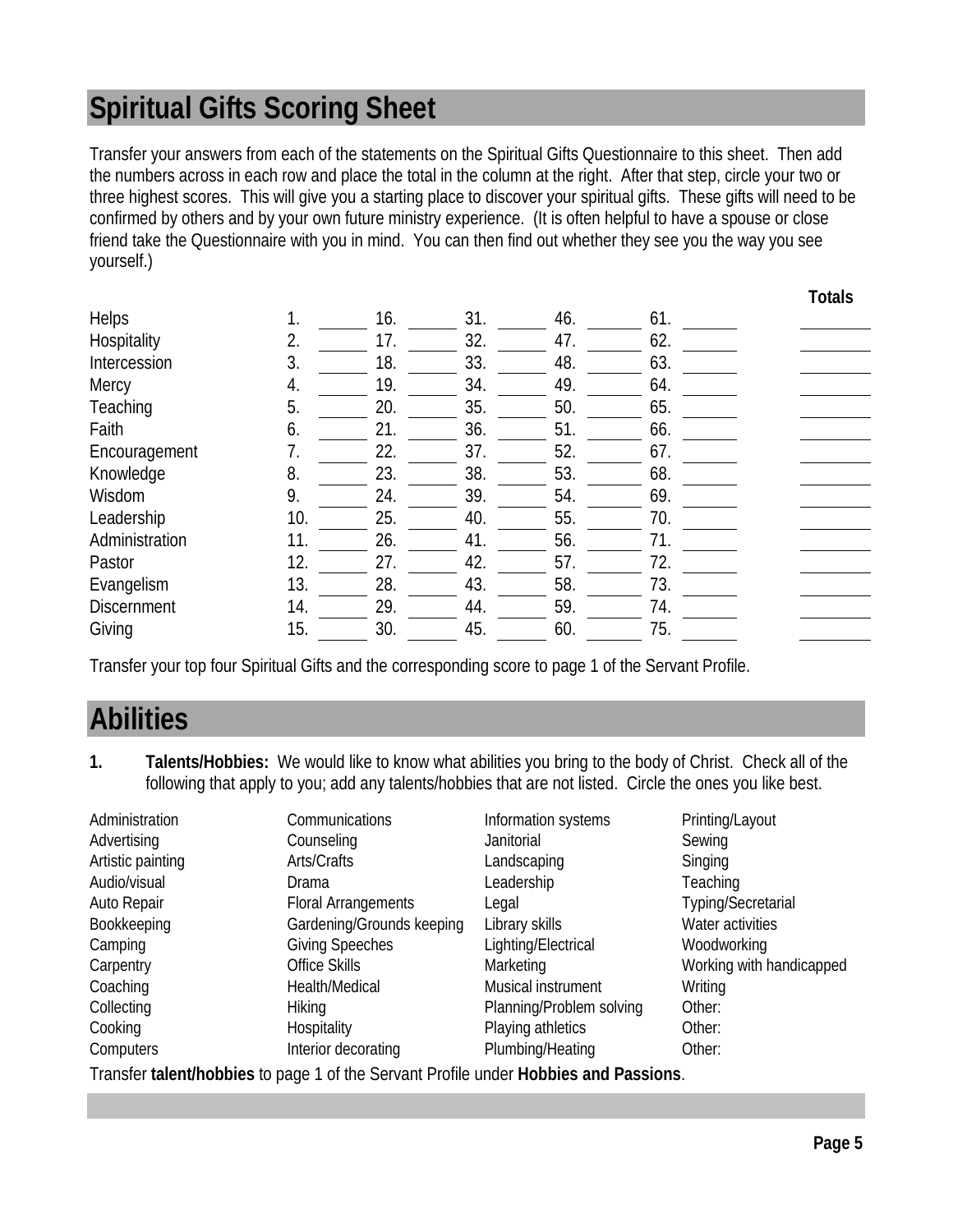## Spiritual Gifts Scoring Sheet

Transfer your answers from each of the statements on the Spiritual Gifts Questionnaire to this sheet. Then add the numbers across in each row and place the total in the column at the right. After that step, circle your two or three highest scores. This will give you a starting place to discover your spiritual gifts. These gifts will need to be confirmed by others and by your own future ministry experience. (It is often helpful to have a spouse or close friend take the Questionnaire with you in mind. You can then find out whether they see you the way you see yourself.)

| | | | | | | Totals |
|---|---|---|---|---|---|---|
| Helps | 1. ______ | 16. ______ | 31. ______ | 46. ______ | 61. ______ | ______ |
| Hospitality | 2. ______ | 17. ______ | 32. ______ | 47. ______ | 62. ______ | ______ |
| Intercession | 3. ______ | 18. ______ | 33. ______ | 48. ______ | 63. ______ | ______ |
| Mercy | 4. ______ | 19. ______ | 34. ______ | 49. ______ | 64. ______ | ______ |
| Teaching | 5. ______ | 20. ______ | 35. ______ | 50. ______ | 65. ______ | ______ |
| Faith | 6. ______ | 21. ______ | 36. ______ | 51. ______ | 66. ______ | ______ |
| Encouragement | 7. ______ | 22. ______ | 37. ______ | 52. ______ | 67. ______ | ______ |
| Knowledge | 8. ______ | 23. ______ | 38. ______ | 53. ______ | 68. ______ | ______ |
| Wisdom | 9. ______ | 24. ______ | 39. ______ | 54. ______ | 69. ______ | ______ |
| Leadership | 10. ______ | 25. ______ | 40. ______ | 55. ______ | 70. ______ | ______ |
| Administration | 11. ______ | 26. ______ | 41. ______ | 56. ______ | 71. ______ | ______ |
| Pastor | 12. ______ | 27. ______ | 42. ______ | 57. ______ | 72. ______ | ______ |
| Evangelism | 13. ______ | 28. ______ | 43. ______ | 58. ______ | 73. ______ | ______ |
| Discernment | 14. ______ | 29. ______ | 44. ______ | 59. ______ | 74. ______ | ______ |
| Giving | 15. ______ | 30. ______ | 45. ______ | 60. ______ | 75. ______ | ______ |

Transfer your top four Spiritual Gifts and the corresponding score to page 1 of the Servant Profile.

## Abilities

**1. Talents/Hobbies:** We would like to know what abilities you bring to the body of Christ. Check all of the following that apply to you; add any talents/hobbies that are not listed. Circle the ones you like best.

| | | | |
|---|---|---|---|
| Administration | Communications | Information systems | Printing/Layout |
| Advertising | Counseling | Janitorial | Sewing |
| Artistic painting | Arts/Crafts | Landscaping | Singing |
| Audio/visual | Drama | Leadership | Teaching |
| Auto Repair | Floral Arrangements | Legal | Typing/Secretarial |
| Bookkeeping | Gardening/Grounds keeping | Library skills | Water activities |
| Camping | Giving Speeches | Lighting/Electrical | Woodworking |
| Carpentry | Office Skills | Marketing | Working with handicapped |
| Coaching | Health/Medical | Musical instrument | Writing |
| Collecting | Hiking | Planning/Problem solving | Other: |
| Cooking | Hospitality | Playing athletics | Other: |
| Computers | Interior decorating | Plumbing/Heating | Other: |

Transfer **talent/hobbies** to page 1 of the Servant Profile under **Hobbies and Passions**.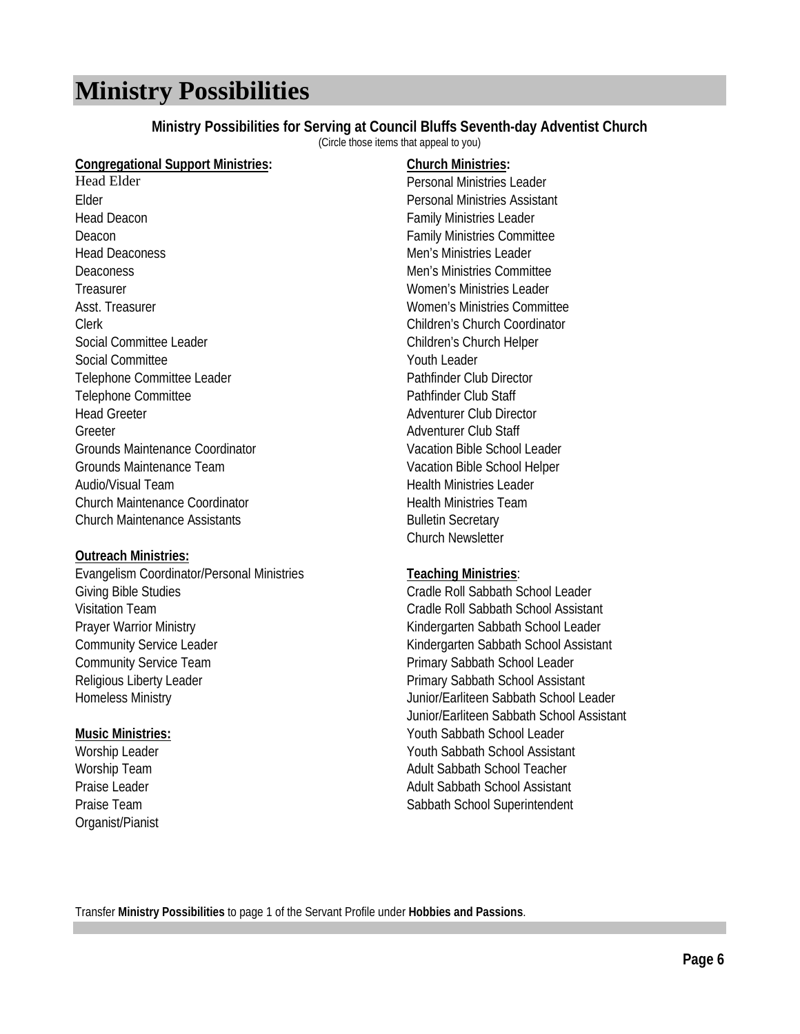# Ministry Possibilities

**Ministry Possibilities for Serving at Council Bluffs Seventh-day Adventist Church**

(Circle those items that appeal to you)

**Congregational Support Ministries:**

Head Elder
Elder
Head Deacon
Deacon
Head Deaconess
Deaconess
Treasurer
Asst. Treasurer
Clerk
Social Committee Leader
Social Committee
Telephone Committee Leader
Telephone Committee
Head Greeter
Greeter
Grounds Maintenance Coordinator
Grounds Maintenance Team
Audio/Visual Team
Church Maintenance Coordinator
Church Maintenance Assistants

**Outreach Ministries:**

Evangelism Coordinator/Personal Ministries
Giving Bible Studies
Visitation Team
Prayer Warrior Ministry
Community Service Leader
Community Service Team
Religious Liberty Leader
Homeless Ministry

**Music Ministries:**

Worship Leader
Worship Team
Praise Leader
Praise Team
Organist/Pianist

**Church Ministries:**

Personal Ministries Leader
Personal Ministries Assistant
Family Ministries Leader
Family Ministries Committee
Men's Ministries Leader
Men's Ministries Committee
Women's Ministries Leader
Women's Ministries Committee
Children's Church Coordinator
Children's Church Helper
Youth Leader
Pathfinder Club Director
Pathfinder Club Staff
Adventurer Club Director
Adventurer Club Staff
Vacation Bible School Leader
Vacation Bible School Helper
Health Ministries Leader
Health Ministries Team
Bulletin Secretary
Church Newsletter

**Teaching Ministries**:

Cradle Roll Sabbath School Leader
Cradle Roll Sabbath School Assistant
Kindergarten Sabbath School Leader
Kindergarten Sabbath School Assistant
Primary Sabbath School Leader
Primary Sabbath School Assistant
Junior/Earliteen Sabbath School Leader
Junior/Earliteen Sabbath School Assistant
Youth Sabbath School Leader
Youth Sabbath School Assistant
Adult Sabbath School Teacher
Adult Sabbath School Assistant
Sabbath School Superintendent

Transfer **Ministry Possibilities** to page 1 of the Servant Profile under **Hobbies and Passions**.